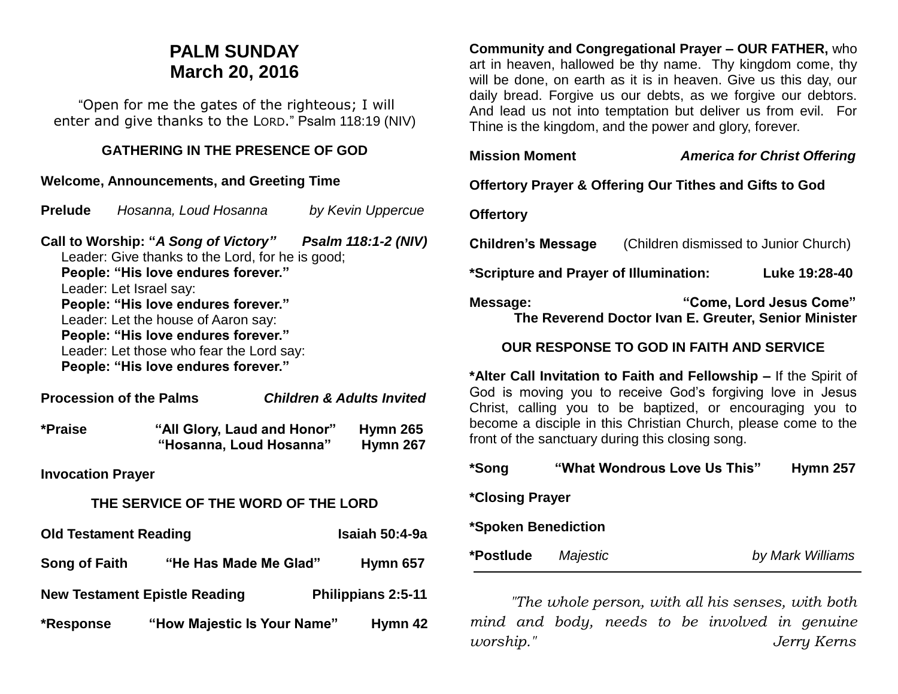# PALM SUNDAY
# March 20, 2016

"Open for me the gates of the righteous; I will enter and give thanks to the LORD." Psalm 118:19 (NIV)

## GATHERING IN THE PRESENCE OF GOD

**Welcome, Announcements, and Greeting Time**

**Prelude** *Hosanna, Loud Hosanna* *by Kevin Uppercue*

**Call to Worship: "*A Song of Victory*"** ***Psalm 118:1-2 (NIV)***

Leader: Give thanks to the Lord, for he is good;
**People: "His love endures forever."**
Leader: Let Israel say:
**People: "His love endures forever."**
Leader: Let the house of Aaron say:
**People: "His love endures forever."**
Leader: Let those who fear the Lord say:
**People: "His love endures forever."**

**Procession of the Palms** ***Children & Adults Invited***

**\*Praise** **"All Glory, Laud and Honor"** **Hymn 265**
**"Hosanna, Loud Hosanna"** **Hymn 267**

**Invocation Prayer**

## THE SERVICE OF THE WORD OF THE LORD

**Old Testament Reading** **Isaiah 50:4-9a**

**Song of Faith** **"He Has Made Me Glad"** **Hymn 657**

**New Testament Epistle Reading** **Philippians 2:5-11**

**\*Response** **"How Majestic Is Your Name"** **Hymn 42**

**Community and Congregational Prayer – OUR FATHER,** who art in heaven, hallowed be thy name. Thy kingdom come, thy will be done, on earth as it is in heaven. Give us this day, our daily bread. Forgive us our debts, as we forgive our debtors. And lead us not into temptation but deliver us from evil. For Thine is the kingdom, and the power and glory, forever.

**Mission Moment** ***America for Christ Offering***

**Offertory Prayer & Offering Our Tithes and Gifts to God**

**Offertory**

**Children's Message** (Children dismissed to Junior Church)

**\*Scripture and Prayer of Illumination:** **Luke 19:28-40**

**Message:** **"Come, Lord Jesus Come"**
**The Reverend Doctor Ivan E. Greuter, Senior Minister**

## OUR RESPONSE TO GOD IN FAITH AND SERVICE

**\*Alter Call Invitation to Faith and Fellowship –** If the Spirit of God is moving you to receive God's forgiving love in Jesus Christ, calling you to be baptized, or encouraging you to become a disciple in this Christian Church, please come to the front of the sanctuary during this closing song.

**\*Song** **"What Wondrous Love Us This"** **Hymn 257**

**\*Closing Prayer**

**\*Spoken Benediction**

**\*Postlude** *Majestic* *by Mark Williams*

---

*"The whole person, with all his senses, with both mind and body, needs to be involved in genuine worship."* *Jerry Kerns*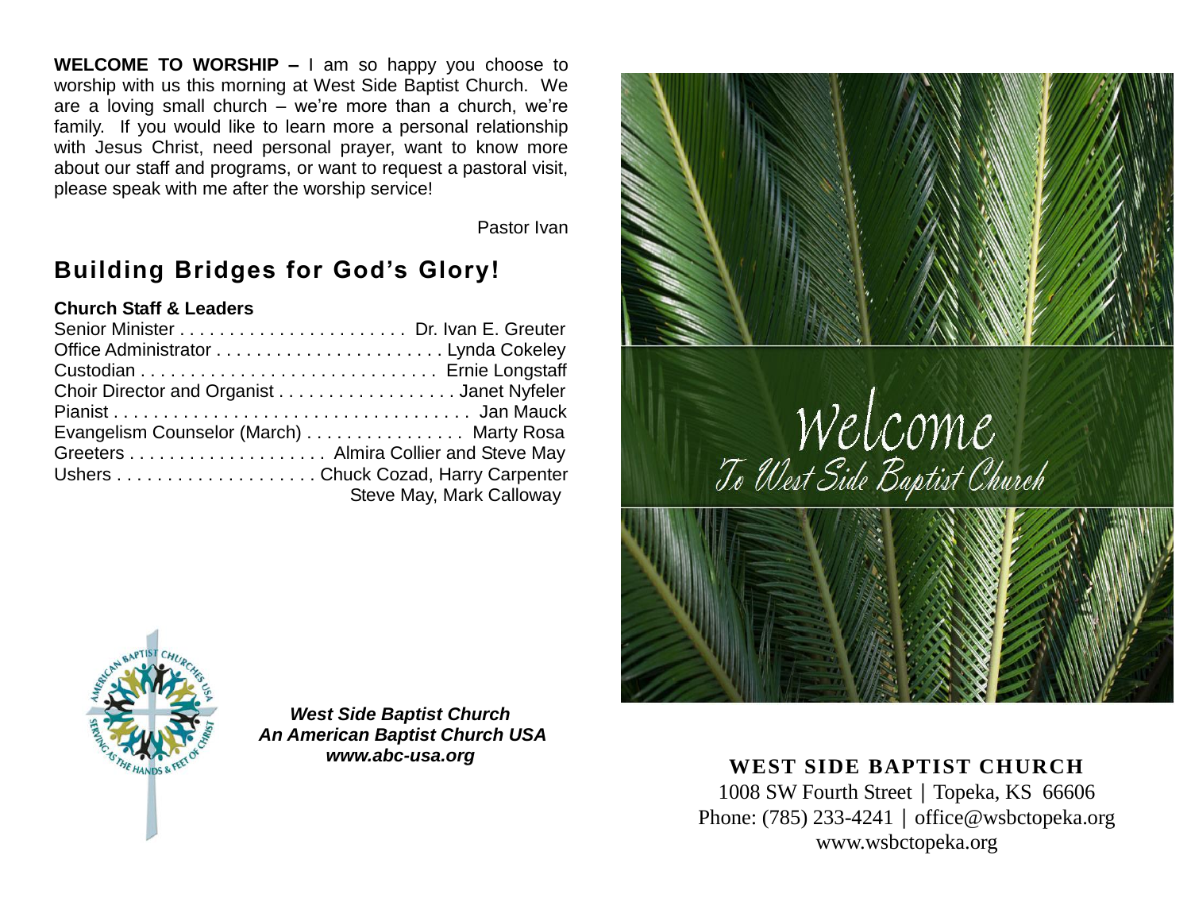**WELCOME TO WORSHIP –** I am so happy you choose to worship with us this morning at West Side Baptist Church. We are a loving small church – we're more than a church, we're family. If you would like to learn more a personal relationship with Jesus Christ, need personal prayer, want to know more about our staff and programs, or want to request a pastoral visit, please speak with me after the worship service!

Pastor Ivan

## Building Bridges for God's Glory!

**Church Staff & Leaders**

Senior Minister . . . . . . . . . . . . . . . . . . . . . . . Dr. Ivan E. Greuter
Office Administrator . . . . . . . . . . . . . . . . . . . . . . Lynda Cokeley
Custodian . . . . . . . . . . . . . . . . . . . . . . . . . . . . . Ernie Longstaff
Choir Director and Organist . . . . . . . . . . . . . . . . . . Janet Nyfeler
Pianist . . . . . . . . . . . . . . . . . . . . . . . . . . . . . . . . . . . . Jan Mauck
Evangelism Counselor (March) . . . . . . . . . . . . . . . . Marty Rosa
Greeters . . . . . . . . . . . . . . . . . . . . Almira Collier and Steve May
Ushers . . . . . . . . . . . . . . . . . . . . Chuck Cozad, Harry Carpenter
Steve May, Mark Calloway

***West Side Baptist Church***
***An American Baptist Church USA***
***www.abc-usa.org***

Welcome
To West Side Baptist Church

**WEST SIDE BAPTIST CHURCH**
1008 SW Fourth Street | Topeka, KS 66606
Phone: (785) 233-4241 | office@wsbctopeka.org
www.wsbctopeka.org